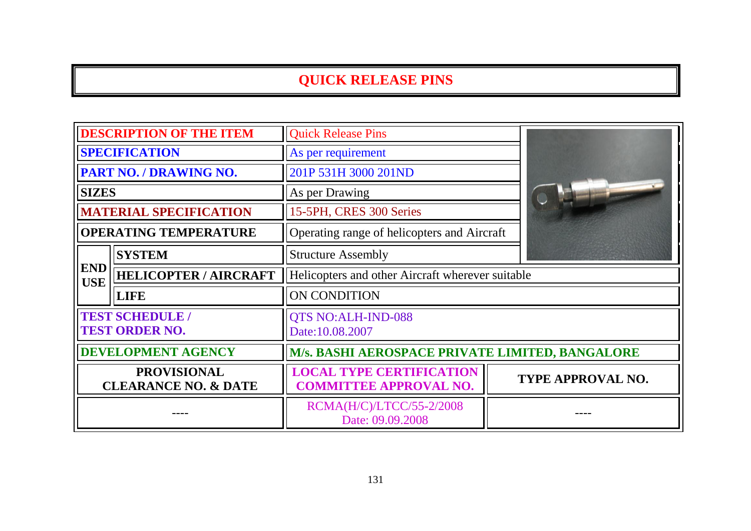# QUICK RELEASE PINS

| | | | |
|---|---|---|---|
| **DESCRIPTION OF THE ITEM** | | Quick Release Pins | |
| **SPECIFICATION** | | As per requirement | |
| **PART NO. / DRAWING NO.** | | 201P 531H 3000 201ND | |
| **SIZES** | | As per Drawing | |
| **MATERIAL SPECIFICATION** | | 15-5PH, CRES 300 Series | |
| **OPERATING TEMPERATURE** | | Operating range of helicopters and Aircraft | |
| **END USE** | **SYSTEM** | Structure Assembly | |
| | **HELICOPTER / AIRCRAFT** | Helicopters and other Aircraft wherever suitable | |
| | **LIFE** | ON CONDITION | |
| **TEST SCHEDULE / TEST ORDER NO.** | | QTS NO:ALH-IND-088 Date:10.08.2007 | |
| **DEVELOPMENT AGENCY** | | **M/s. BASHI AEROSPACE PRIVATE LIMITED, BANGALORE** | |
| **PROVISIONAL CLEARANCE NO. & DATE** | | **LOCAL TYPE CERTIFICATION COMMITTEE APPROVAL NO.** | **TYPE APPROVAL NO.** |
| ---- | | RCMA(H/C)/LTCC/55-2/2008 Date: 09.09.2008 | ---- |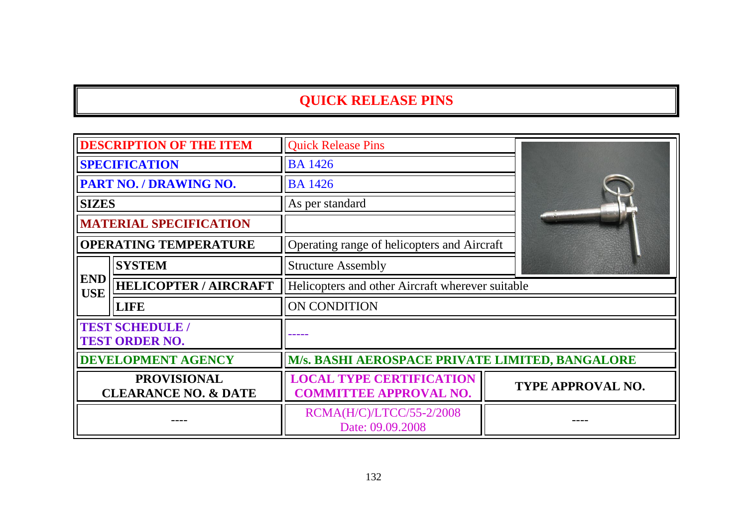# QUICK RELEASE PINS

| | | |
|---|---|---|
| **DESCRIPTION OF THE ITEM** | | Quick Release Pins |
| **SPECIFICATION** | | BA 1426 |
| **PART NO. / DRAWING NO.** | | BA 1426 |
| **SIZES** | | As per standard |
| **MATERIAL SPECIFICATION** | | |
| **OPERATING TEMPERATURE** | | Operating range of helicopters and Aircraft |
| **END USE** | **SYSTEM** | Structure Assembly |
| | **HELICOPTER / AIRCRAFT** | Helicopters and other Aircraft wherever suitable |
| | **LIFE** | ON CONDITION |
| **TEST SCHEDULE / TEST ORDER NO.** | | ----- |
| **DEVELOPMENT AGENCY** | | **M/s. BASHI AEROSPACE PRIVATE LIMITED, BANGALORE** |

| **PROVISIONAL CLEARANCE NO. & DATE** | **LOCAL TYPE CERTIFICATION COMMITTEE APPROVAL NO.** | **TYPE APPROVAL NO.** |
|---|---|---|
| ---- | RCMA(H/C)/LTCC/55-2/2008 Date: 09.09.2008 | ---- |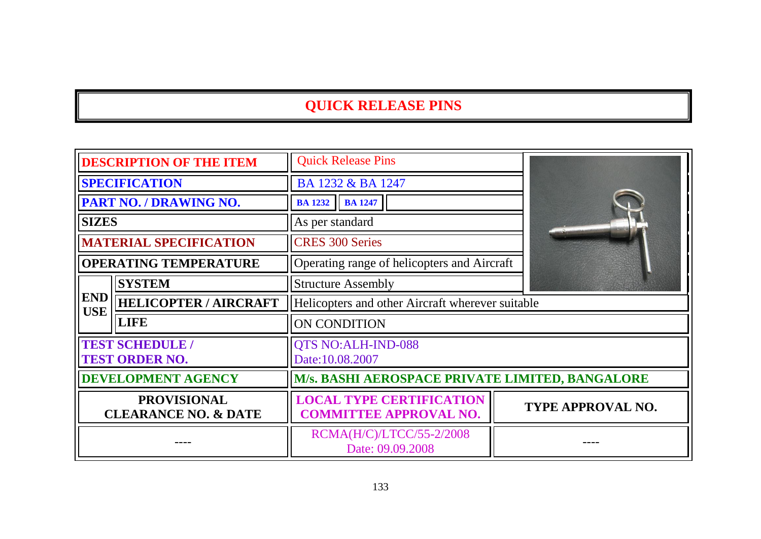# QUICK RELEASE PINS

| | | | |
|---|---|---|---|
| **DESCRIPTION OF THE ITEM** | | Quick Release Pins | |
| **SPECIFICATION** | | BA 1232 & BA 1247 | |
| **PART NO. / DRAWING NO.** | | **BA 1232** **BA 1247** | |
| **SIZES** | | As per standard | |
| **MATERIAL SPECIFICATION** | | CRES 300 Series | |
| **OPERATING TEMPERATURE** | | Operating range of helicopters and Aircraft | |
| **END USE** | **SYSTEM** | Structure Assembly | |
| | **HELICOPTER / AIRCRAFT** | Helicopters and other Aircraft wherever suitable | |
| | **LIFE** | ON CONDITION | |
| **TEST SCHEDULE / TEST ORDER NO.** | | QTS NO:ALH-IND-088 Date:10.08.2007 | |
| **DEVELOPMENT AGENCY** | | **M/s. BASHI AEROSPACE PRIVATE LIMITED, BANGALORE** | |
| **PROVISIONAL CLEARANCE NO. & DATE** | | **LOCAL TYPE CERTIFICATION COMMITTEE APPROVAL NO.** | **TYPE APPROVAL NO.** |
| ---- | | RCMA(H/C)/LTCC/55-2/2008 Date: 09.09.2008 | ---- |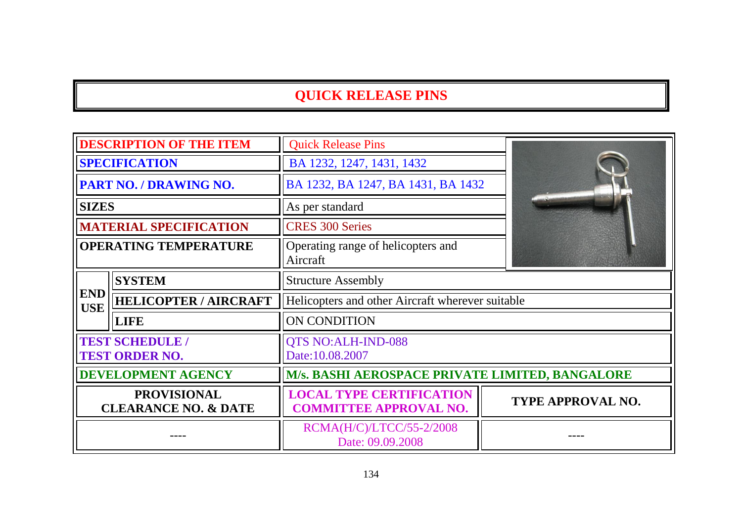# QUICK RELEASE PINS

| | | | |
|---|---|---|---|
| **DESCRIPTION OF THE ITEM** | | Quick Release Pins | |
| **SPECIFICATION** | | BA 1232, 1247, 1431, 1432 | |
| **PART NO. / DRAWING NO.** | | BA 1232, BA 1247, BA 1431, BA 1432 | |
| **SIZES** | | As per standard | |
| **MATERIAL SPECIFICATION** | | CRES 300 Series | |
| **OPERATING TEMPERATURE** | | Operating range of helicopters and Aircraft | |
| **END USE** | **SYSTEM** | Structure Assembly | |
| | **HELICOPTER / AIRCRAFT** | Helicopters and other Aircraft wherever suitable | |
| | **LIFE** | ON CONDITION | |
| **TEST SCHEDULE / TEST ORDER NO.** | | QTS NO:ALH-IND-088 Date:10.08.2007 | |
| **DEVELOPMENT AGENCY** | | **M/s. BASHI AEROSPACE PRIVATE LIMITED, BANGALORE** | |
| **PROVISIONAL CLEARANCE NO. & DATE** | | **LOCAL TYPE CERTIFICATION COMMITTEE APPROVAL NO.** | **TYPE APPROVAL NO.** |
| ---- | | RCMA(H/C)/LTCC/55-2/2008 Date: 09.09.2008 | ---- |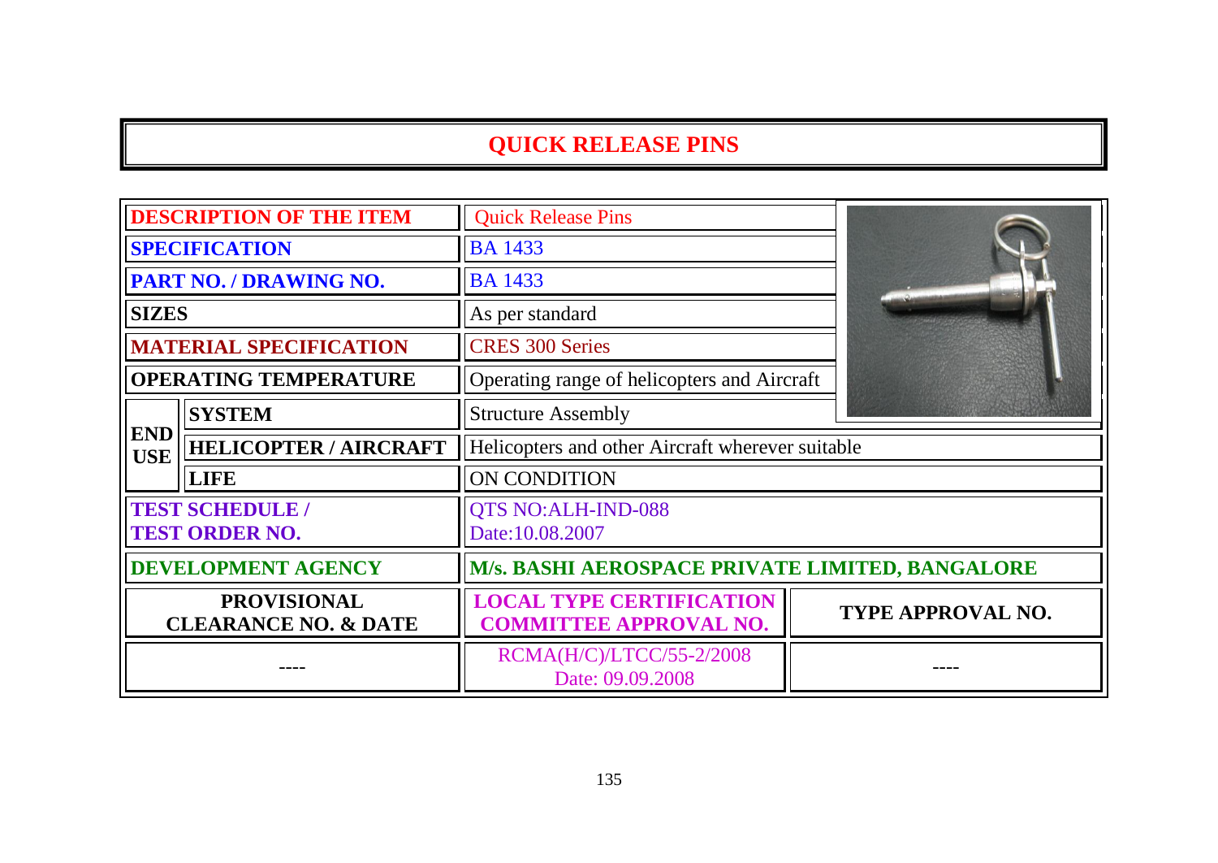# QUICK RELEASE PINS

| | | |
|---|---|---|
| **DESCRIPTION OF THE ITEM** | | Quick Release Pins |
| **SPECIFICATION** | | BA 1433 |
| **PART NO. / DRAWING NO.** | | BA 1433 |
| **SIZES** | | As per standard |
| **MATERIAL SPECIFICATION** | | CRES 300 Series |
| **OPERATING TEMPERATURE** | | Operating range of helicopters and Aircraft |
| **END USE** | **SYSTEM** | Structure Assembly |
| | **HELICOPTER / AIRCRAFT** | Helicopters and other Aircraft wherever suitable |
| | **LIFE** | ON CONDITION |
| **TEST SCHEDULE / TEST ORDER NO.** | | QTS NO:ALH-IND-088<br>Date:10.08.2007 |
| **DEVELOPMENT AGENCY** | | **M/s. BASHI AEROSPACE PRIVATE LIMITED, BANGALORE** |

| **PROVISIONAL CLEARANCE NO. & DATE** | **LOCAL TYPE CERTIFICATION COMMITTEE APPROVAL NO.** | **TYPE APPROVAL NO.** |
|---|---|---|
| ---- | RCMA(H/C)/LTCC/55-2/2008<br>Date: 09.09.2008 | ---- |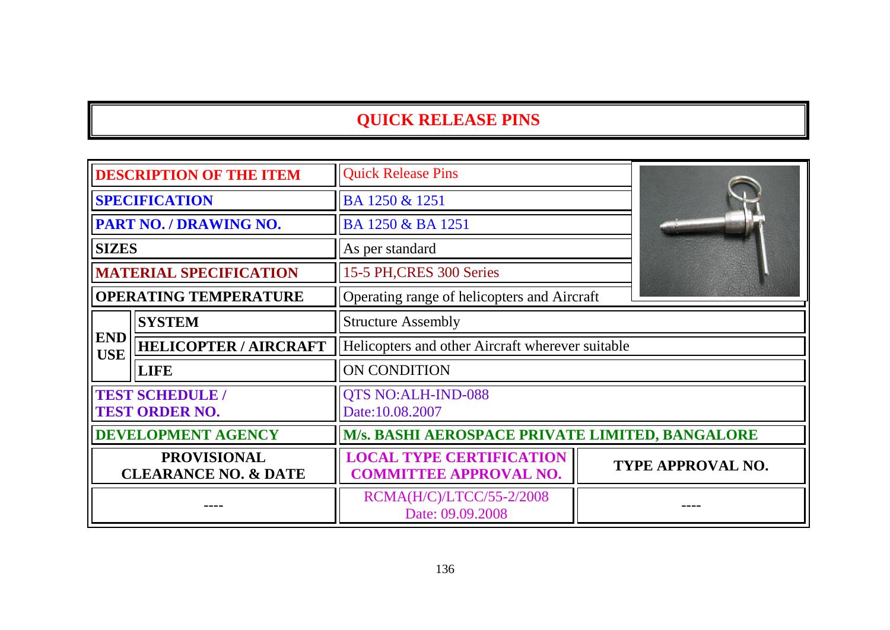# QUICK RELEASE PINS

| | | | |
|---|---|---|---|
| **DESCRIPTION OF THE ITEM** | | Quick Release Pins | |
| **SPECIFICATION** | | BA 1250 & 1251 | |
| **PART NO. / DRAWING NO.** | | BA 1250 & BA 1251 | |
| **SIZES** | | As per standard | |
| **MATERIAL SPECIFICATION** | | 15-5 PH,CRES 300 Series | |
| **OPERATING TEMPERATURE** | | Operating range of helicopters and Aircraft | |
| **END USE** | **SYSTEM** | Structure Assembly | |
| | **HELICOPTER / AIRCRAFT** | Helicopters and other Aircraft wherever suitable | |
| | **LIFE** | ON CONDITION | |
| **TEST SCHEDULE / TEST ORDER NO.** | | QTS NO:ALH-IND-088 Date:10.08.2007 | |
| **DEVELOPMENT AGENCY** | | **M/s. BASHI AEROSPACE PRIVATE LIMITED, BANGALORE** | |
| **PROVISIONAL CLEARANCE NO. & DATE** | | **LOCAL TYPE CERTIFICATION COMMITTEE APPROVAL NO.** | **TYPE APPROVAL NO.** |
| ---- | | RCMA(H/C)/LTCC/55-2/2008 Date: 09.09.2008 | ---- |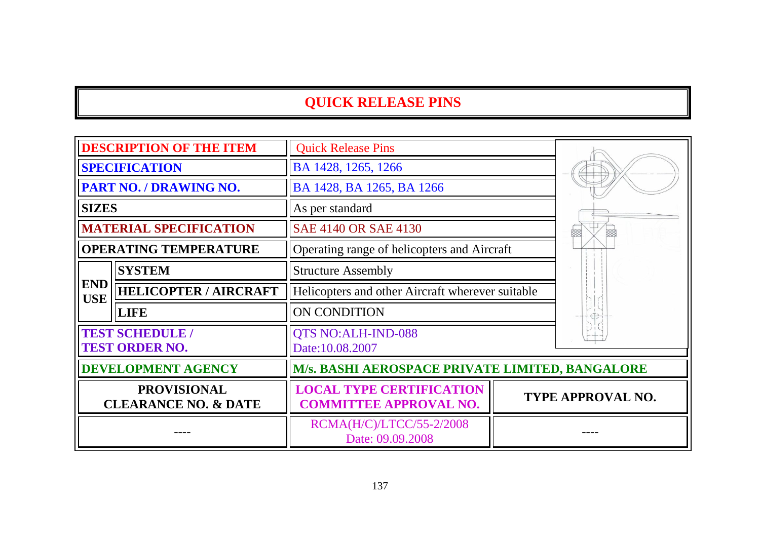# QUICK RELEASE PINS

| | | | |
|---|---|---|---|
| **DESCRIPTION OF THE ITEM** | | Quick Release Pins | |
| **SPECIFICATION** | | BA 1428, 1265, 1266 | |
| **PART NO. / DRAWING NO.** | | BA 1428, BA 1265, BA 1266 | |
| **SIZES** | | As per standard | |
| **MATERIAL SPECIFICATION** | | SAE 4140 OR SAE 4130 | |
| **OPERATING TEMPERATURE** | | Operating range of helicopters and Aircraft | |
| **END USE** | **SYSTEM** | Structure Assembly | |
| | **HELICOPTER / AIRCRAFT** | Helicopters and other Aircraft wherever suitable | |
| | **LIFE** | ON CONDITION | |
| **TEST SCHEDULE / TEST ORDER NO.** | | QTS NO:ALH-IND-088<br>Date:10.08.2007 | |
| **DEVELOPMENT AGENCY** | | M/s. BASHI AEROSPACE PRIVATE LIMITED, BANGALORE | |
| **PROVISIONAL CLEARANCE NO. & DATE** | | **LOCAL TYPE CERTIFICATION COMMITTEE APPROVAL NO.** | **TYPE APPROVAL NO.** |
| ---- | | RCMA(H/C)/LTCC/55-2/2008<br>Date: 09.09.2008 | ---- |